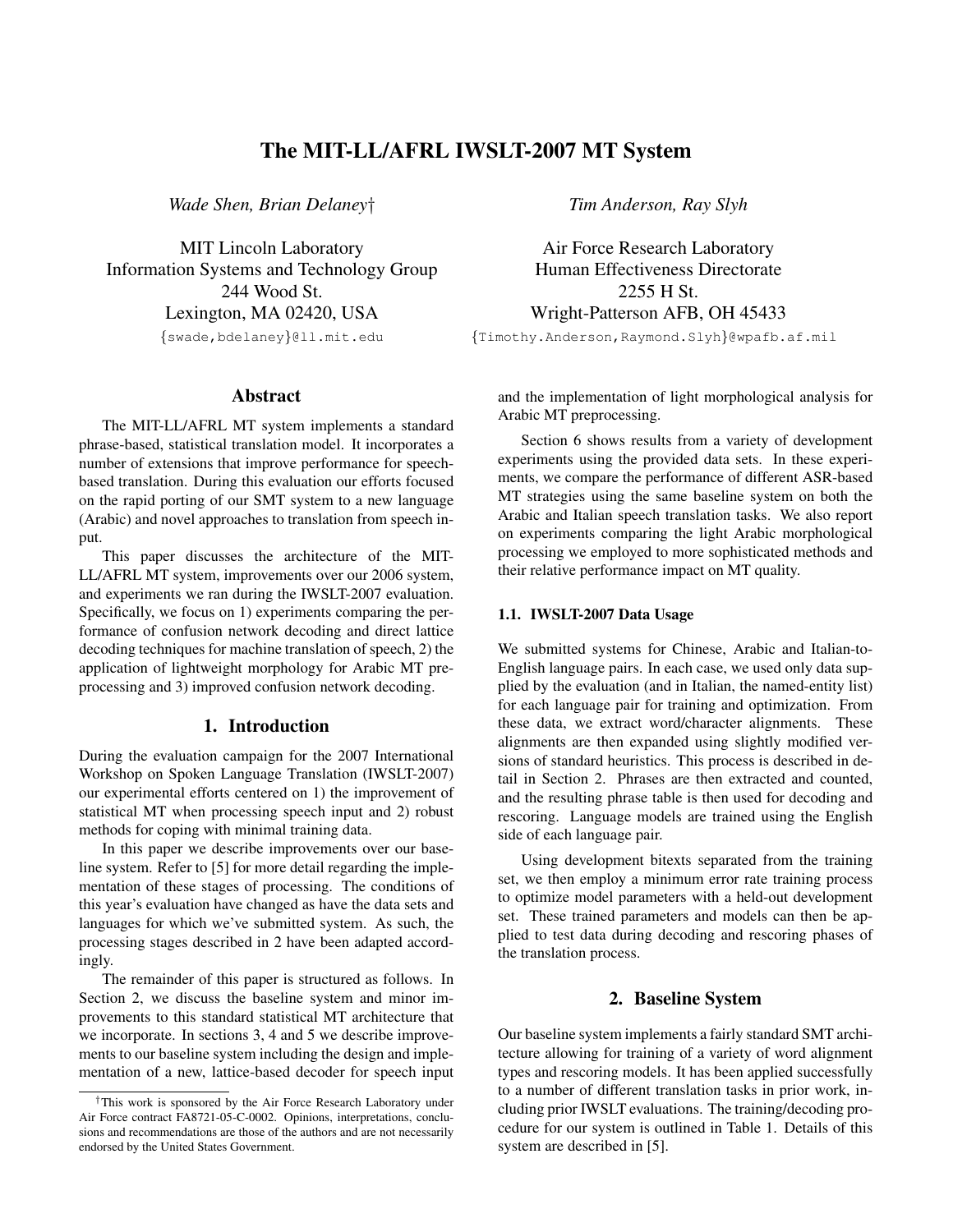# The MIT-LL/AFRL IWSLT-2007 MT System

*Wade Shen, Brian Delaney*†

MIT Lincoln Laboratory
Information Systems and Technology Group
244 Wood St.
Lexington, MA 02420, USA
{swade,bdelaney}@ll.mit.edu

*Tim Anderson, Ray Slyh*

Air Force Research Laboratory
Human Effectiveness Directorate
2255 H St.
Wright-Patterson AFB, OH 45433
{Timothy.Anderson,Raymond.Slyh}@wpafb.af.mil

## Abstract

The MIT-LL/AFRL MT system implements a standard phrase-based, statistical translation model. It incorporates a number of extensions that improve performance for speech-based translation. During this evaluation our efforts focused on the rapid porting of our SMT system to a new language (Arabic) and novel approaches to translation from speech input.

This paper discusses the architecture of the MIT-LL/AFRL MT system, improvements over our 2006 system, and experiments we ran during the IWSLT-2007 evaluation. Specifically, we focus on 1) experiments comparing the performance of confusion network decoding and direct lattice decoding techniques for machine translation of speech, 2) the application of lightweight morphology for Arabic MT preprocessing and 3) improved confusion network decoding.

## 1. Introduction

During the evaluation campaign for the 2007 International Workshop on Spoken Language Translation (IWSLT-2007) our experimental efforts centered on 1) the improvement of statistical MT when processing speech input and 2) robust methods for coping with minimal training data.

In this paper we describe improvements over our baseline system. Refer to [5] for more detail regarding the implementation of these stages of processing. The conditions of this year's evaluation have changed as have the data sets and languages for which we've submitted system. As such, the processing stages described in 2 have been adapted accordingly.

The remainder of this paper is structured as follows. In Section 2, we discuss the baseline system and minor improvements to this standard statistical MT architecture that we incorporate. In sections 3, 4 and 5 we describe improvements to our baseline system including the design and implementation of a new, lattice-based decoder for speech input and the implementation of light morphological analysis for Arabic MT preprocessing.

Section 6 shows results from a variety of development experiments using the provided data sets. In these experiments, we compare the performance of different ASR-based MT strategies using the same baseline system on both the Arabic and Italian speech translation tasks. We also report on experiments comparing the light Arabic morphological processing we employed to more sophisticated methods and their relative performance impact on MT quality.

### 1.1. IWSLT-2007 Data Usage

We submitted systems for Chinese, Arabic and Italian-to-English language pairs. In each case, we used only data supplied by the evaluation (and in Italian, the named-entity list) for each language pair for training and optimization. From these data, we extract word/character alignments. These alignments are then expanded using slightly modified versions of standard heuristics. This process is described in detail in Section 2. Phrases are then extracted and counted, and the resulting phrase table is then used for decoding and rescoring. Language models are trained using the English side of each language pair.

Using development bitexts separated from the training set, we then employ a minimum error rate training process to optimize model parameters with a held-out development set. These trained parameters and models can then be applied to test data during decoding and rescoring phases of the translation process.

## 2. Baseline System

Our baseline system implements a fairly standard SMT architecture allowing for training of a variety of word alignment types and rescoring models. It has been applied successfully to a number of different translation tasks in prior work, including prior IWSLT evaluations. The training/decoding procedure for our system is outlined in Table 1. Details of this system are described in [5].

†This work is sponsored by the Air Force Research Laboratory under Air Force contract FA8721-05-C-0002. Opinions, interpretations, conclusions and recommendations are those of the authors and are not necessarily endorsed by the United States Government.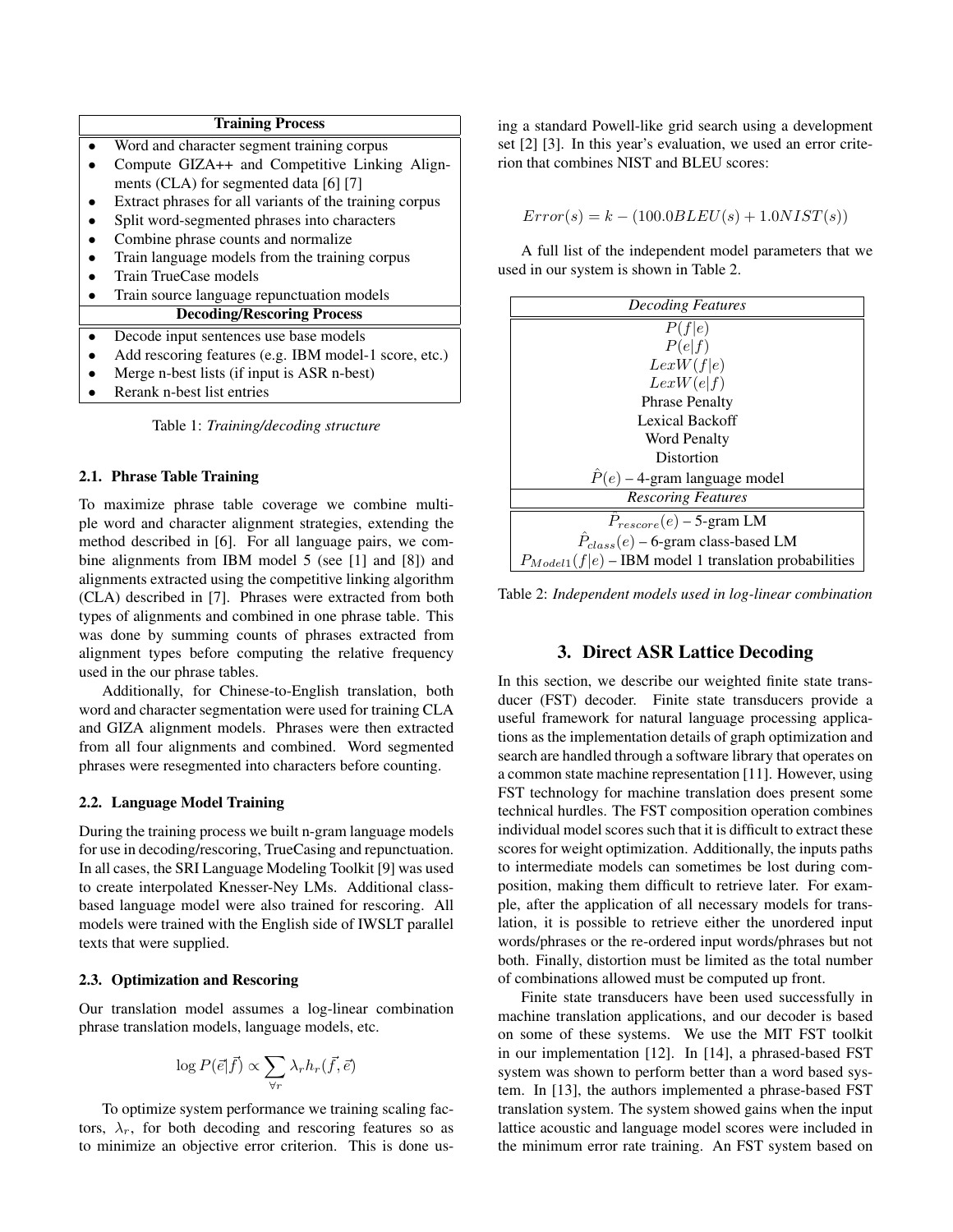| Training Process |
| --- |
| • Word and character segment training corpus |
| • Compute GIZA++ and Competitive Linking Alignments (CLA) for segmented data [6] [7] |
| • Extract phrases for all variants of the training corpus |
| • Split word-segmented phrases into characters |
| • Combine phrase counts and normalize |
| • Train language models from the training corpus |
| • Train TrueCase models |
| • Train source language repunctuation models |
| **Decoding/Rescoring Process** |
| • Decode input sentences use base models |
| • Add rescoring features (e.g. IBM model-1 score, etc.) |
| • Merge n-best lists (if input is ASR n-best) |
| • Rerank n-best list entries |

Table 1: *Training/decoding structure*

### 2.1. Phrase Table Training

To maximize phrase table coverage we combine multiple word and character alignment strategies, extending the method described in [6]. For all language pairs, we combine alignments from IBM model 5 (see [1] and [8]) and alignments extracted using the competitive linking algorithm (CLA) described in [7]. Phrases were extracted from both types of alignments and combined in one phrase table. This was done by summing counts of phrases extracted from alignment types before computing the relative frequency used in the our phrase tables.

Additionally, for Chinese-to-English translation, both word and character segmentation were used for training CLA and GIZA alignment models. Phrases were then extracted from all four alignments and combined. Word segmented phrases were resegmented into characters before counting.

### 2.2. Language Model Training

During the training process we built n-gram language models for use in decoding/rescoring, TrueCasing and repunctuation. In all cases, the SRI Language Modeling Toolkit [9] was used to create interpolated Knesser-Ney LMs. Additional class-based language model were also trained for rescoring. All models were trained with the English side of IWSLT parallel texts that were supplied.

### 2.3. Optimization and Rescoring

Our translation model assumes a log-linear combination phrase translation models, language models, etc.

$$\log P(\vec{e}|\vec{f}) \propto \sum_{\forall r} \lambda_r h_r(\vec{f}, \vec{e})$$

To optimize system performance we training scaling factors, $\lambda_r$, for both decoding and rescoring features so as to minimize an objective error criterion. This is done using a standard Powell-like grid search using a development set [2] [3]. In this year's evaluation, we used an error criterion that combines NIST and BLEU scores:

$$Error(s) = k - (100.0BLEU(s) + 1.0NIST(s))$$

A full list of the independent model parameters that we used in our system is shown in Table 2.

| *Decoding Features* |
| --- |
| $P(f\|e)$ |
| $P(e\|f)$ |
| $LexW(f\|e)$ |
| $LexW(e\|f)$ |
| Phrase Penalty |
| Lexical Backoff |
| Word Penalty |
| Distortion |
| $\hat{P}(e)$ – 4-gram language model |
| *Rescoring Features* |
| $\hat{P}_{rescore}(e)$ – 5-gram LM |
| $\hat{P}_{class}(e)$ – 6-gram class-based LM |
| $P_{Model1}(f\|e)$ – IBM model 1 translation probabilities |

Table 2: *Independent models used in log-linear combination*

## 3. Direct ASR Lattice Decoding

In this section, we describe our weighted finite state transducer (FST) decoder. Finite state transducers provide a useful framework for natural language processing applications as the implementation details of graph optimization and search are handled through a software library that operates on a common state machine representation [11]. However, using FST technology for machine translation does present some technical hurdles. The FST composition operation combines individual model scores such that it is difficult to extract these scores for weight optimization. Additionally, the inputs paths to intermediate models can sometimes be lost during composition, making them difficult to retrieve later. For example, after the application of all necessary models for translation, it is possible to retrieve either the unordered input words/phrases or the re-ordered input words/phrases but not both. Finally, distortion must be limited as the total number of combinations allowed must be computed up front.

Finite state transducers have been used successfully in machine translation applications, and our decoder is based on some of these systems. We use the MIT FST toolkit in our implementation [12]. In [14], a phrased-based FST system was shown to perform better than a word based system. In [13], the authors implemented a phrase-based FST translation system. The system showed gains when the input lattice acoustic and language model scores were included in the minimum error rate training. An FST system based on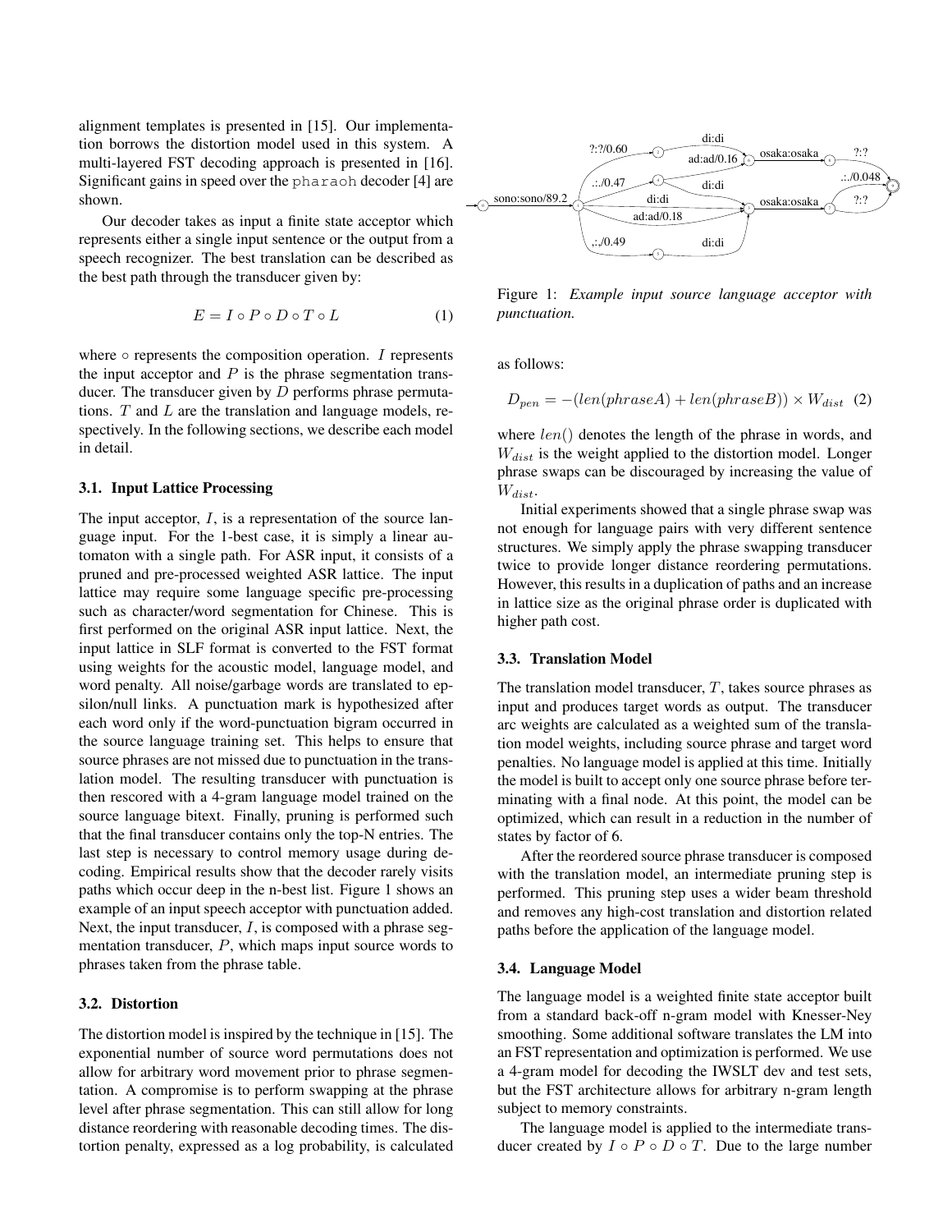alignment templates is presented in [15]. Our implementation borrows the distortion model used in this system. A multi-layered FST decoding approach is presented in [16]. Significant gains in speed over the `pharaoh` decoder [4] are shown.

Our decoder takes as input a finite state acceptor which represents either a single input sentence or the output from a speech recognizer. The best translation can be described as the best path through the transducer given by:

$$E = I \circ P \circ D \circ T \circ L \tag{1}$$

where $\circ$ represents the composition operation. $I$ represents the input acceptor and $P$ is the phrase segmentation transducer. The transducer given by $D$ performs phrase permutations. $T$ and $L$ are the translation and language models, respectively. In the following sections, we describe each model in detail.

### 3.1. Input Lattice Processing

The input acceptor, $I$, is a representation of the source language input. For the 1-best case, it is simply a linear automaton with a single path. For ASR input, it consists of a pruned and pre-processed weighted ASR lattice. The input lattice may require some language specific pre-processing such as character/word segmentation for Chinese. This is first performed on the original ASR input lattice. Next, the input lattice in SLF format is converted to the FST format using weights for the acoustic model, language model, and word penalty. All noise/garbage words are translated to epsilon/null links. A punctuation mark is hypothesized after each word only if the word-punctuation bigram occurred in the source language training set. This helps to ensure that source phrases are not missed due to punctuation in the translation model. The resulting transducer with punctuation is then rescored with a 4-gram language model trained on the source language bitext. Finally, pruning is performed such that the final transducer contains only the top-N entries. The last step is necessary to control memory usage during decoding. Empirical results show that the decoder rarely visits paths which occur deep in the n-best list. Figure 1 shows an example of an input speech acceptor with punctuation added. Next, the input transducer, $I$, is composed with a phrase segmentation transducer, $P$, which maps input source words to phrases taken from the phrase table.

### 3.2. Distortion

The distortion model is inspired by the technique in [15]. The exponential number of source word permutations does not allow for arbitrary word movement prior to phrase segmentation. A compromise is to perform swapping at the phrase level after phrase segmentation. This can still allow for long distance reordering with reasonable decoding times. The distortion penalty, expressed as a log probability, is calculated as follows:

Figure 1: *Example input source language acceptor with punctuation.*

$$D_{pen} = -(len(phraseA) + len(phraseB)) \times W_{dist} \tag{2}$$

where $len()$ denotes the length of the phrase in words, and $W_{dist}$ is the weight applied to the distortion model. Longer phrase swaps can be discouraged by increasing the value of $W_{dist}$.

Initial experiments showed that a single phrase swap was not enough for language pairs with very different sentence structures. We simply apply the phrase swapping transducer twice to provide longer distance reordering permutations. However, this results in a duplication of paths and an increase in lattice size as the original phrase order is duplicated with higher path cost.

### 3.3. Translation Model

The translation model transducer, $T$, takes source phrases as input and produces target words as output. The transducer arc weights are calculated as a weighted sum of the translation model weights, including source phrase and target word penalties. No language model is applied at this time. Initially the model is built to accept only one source phrase before terminating with a final node. At this point, the model can be optimized, which can result in a reduction in the number of states by factor of 6.

After the reordered source phrase transducer is composed with the translation model, an intermediate pruning step is performed. This pruning step uses a wider beam threshold and removes any high-cost translation and distortion related paths before the application of the language model.

### 3.4. Language Model

The language model is a weighted finite state acceptor built from a standard back-off n-gram model with Knesser-Ney smoothing. Some additional software translates the LM into an FST representation and optimization is performed. We use a 4-gram model for decoding the IWSLT dev and test sets, but the FST architecture allows for arbitrary n-gram length subject to memory constraints.

The language model is applied to the intermediate transducer created by $I \circ P \circ D \circ T$. Due to the large number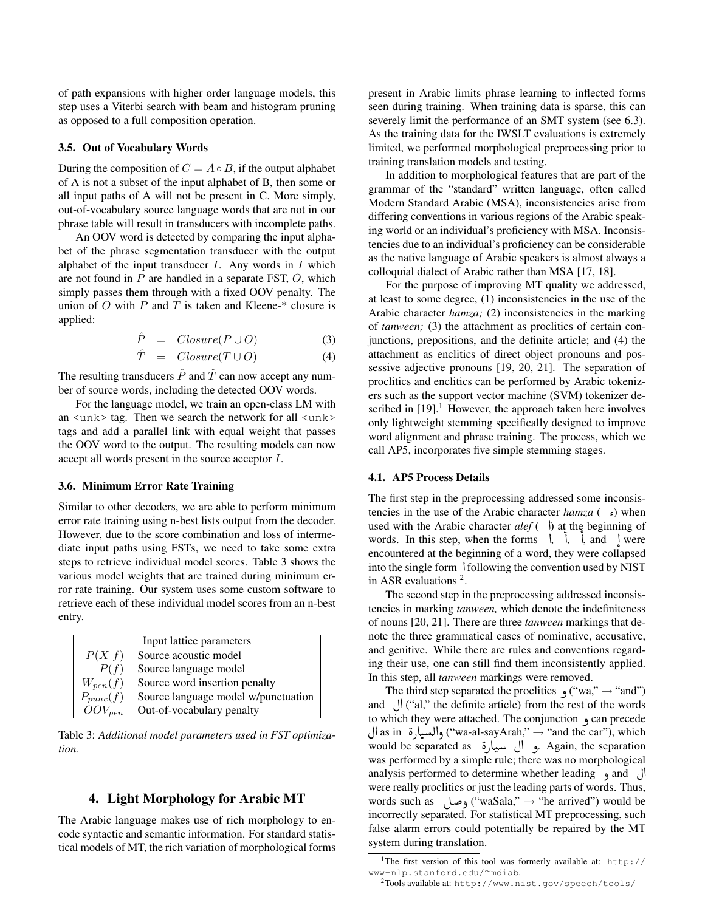of path expansions with higher order language models, this step uses a Viterbi search with beam and histogram pruning as opposed to a full composition operation.

### 3.5. Out of Vocabulary Words

During the composition of $C = A \circ B$, if the output alphabet of A is not a subset of the input alphabet of B, then some or all input paths of A will not be present in C. More simply, out-of-vocabulary source language words that are not in our phrase table will result in transducers with incomplete paths.

An OOV word is detected by comparing the input alphabet of the phrase segmentation transducer with the output alphabet of the input transducer $I$. Any words in $I$ which are not found in $P$ are handled in a separate FST, $O$, which simply passes them through with a fixed OOV penalty. The union of $O$ with $P$ and $T$ is taken and Kleene-* closure is applied:

$$\hat{P} = Closure(P \cup O) \quad (3)$$

$$\hat{T} = Closure(T \cup O) \quad (4)$$

The resulting transducers $\hat{P}$ and $\hat{T}$ can now accept any number of source words, including the detected OOV words.

For the language model, we train an open-class LM with an <unk> tag. Then we search the network for all <unk> tags and add a parallel link with equal weight that passes the OOV word to the output. The resulting models can now accept all words present in the source acceptor $I$.

### 3.6. Minimum Error Rate Training

Similar to other decoders, we are able to perform minimum error rate training using n-best lists output from the decoder. However, due to the score combination and loss of intermediate input paths using FSTs, we need to take some extra steps to retrieve individual model scores. Table 3 shows the various model weights that are trained during minimum error rate training. Our system uses some custom software to retrieve each of these individual model scores from an n-best entry.

| Input lattice parameters | |
|---|---|
| $P(X\|f)$ | Source acoustic model |
| $P(f)$ | Source language model |
| $W_{pen}(f)$ | Source word insertion penalty |
| $P_{punc}(f)$ | Source language model w/punctuation |
| $OOV_{pen}$ | Out-of-vocabulary penalty |

Table 3: *Additional model parameters used in FST optimization.*

## 4. Light Morphology for Arabic MT

The Arabic language makes use of rich morphology to encode syntactic and semantic information. For standard statistical models of MT, the rich variation of morphological forms present in Arabic limits phrase learning to inflected forms seen during training. When training data is sparse, this can severely limit the performance of an SMT system (see 6.3). As the training data for the IWSLT evaluations is extremely limited, we performed morphological preprocessing prior to training translation models and testing.

In addition to morphological features that are part of the grammar of the "standard" written language, often called Modern Standard Arabic (MSA), inconsistencies arise from differing conventions in various regions of the Arabic speaking world or an individual's proficiency with MSA. Inconsistencies due to an individual's proficiency can be considerable as the native language of Arabic speakers is almost always a colloquial dialect of Arabic rather than MSA [17, 18].

For the purpose of improving MT quality we addressed, at least to some degree, (1) inconsistencies in the use of the Arabic character *hamza;* (2) inconsistencies in the marking of *tanween;* (3) the attachment as proclitics of certain conjunctions, prepositions, and the definite article; and (4) the attachment as enclitics of direct object pronouns and possessive adjective pronouns [19, 20, 21]. The separation of proclitics and enclitics can be performed by Arabic tokenizers such as the support vector machine (SVM) tokenizer described in [19].[1] However, the approach taken here involves only lightweight stemming specifically designed to improve word alignment and phrase training. The process, which we call AP5, incorporates five simple stemming stages.

### 4.1. AP5 Process Details

The first step in the preprocessing addressed some inconsistencies in the use of the Arabic character *hamza* ( ء) when used with the Arabic character *alef* ( ا) at the beginning of words. In this step, when the forms ا, آ, أ, and إ were encountered at the beginning of a word, they were collapsed into the single form ا following the convention used by NIST in ASR evaluations [2].

The second step in the preprocessing addressed inconsistencies in marking *tanween,* which denote the indefiniteness of nouns [20, 21]. There are three *tanween* markings that denote the three grammatical cases of nominative, accusative, and genitive. While there are rules and conventions regarding their use, one can still find them inconsistently applied. In this step, all *tanween* markings were removed.

The third step separated the proclitics و ("wa," → "and") and ال ("al," the definite article) from the rest of the words to which they were attached. The conjunction و can precede ال as in والسيارة ("wa-al-sayArah," → "and the car"), which would be separated as و ال سيارة. Again, the separation was performed by a simple rule; there was no morphological analysis performed to determine whether leading و and ال were really proclitics or just the leading parts of words. Thus, words such as وصل ("waSala," → "he arrived") would be incorrectly separated. For statistical MT preprocessing, such false alarm errors could potentially be repaired by the MT system during translation.

[1] The first version of this tool was formerly available at: http://www-nlp.stanford.edu/~mdiab.

[2] Tools available at: http://www.nist.gov/speech/tools/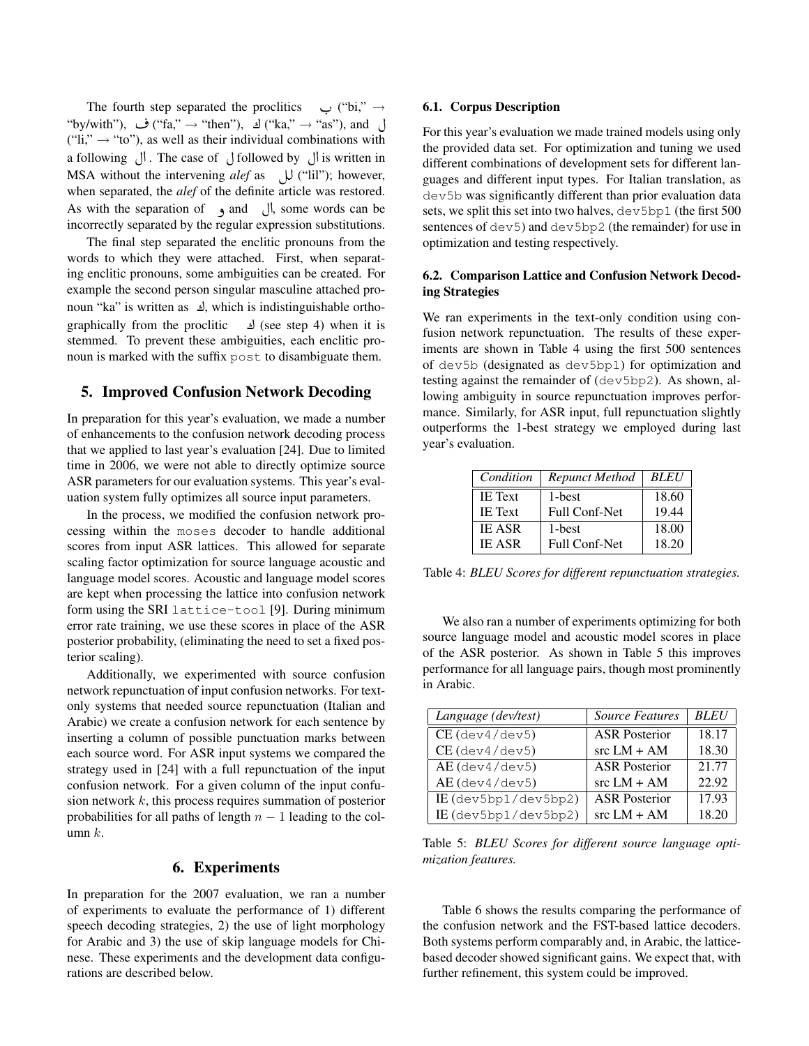The fourth step separated the proclitics ب ("bi," → "by/with"), ف ("fa," → "then"), ك ("ka," → "as"), and ل ("li," → "to"), as well as their individual combinations with a following ال. The case of ل followed by ال is written in MSA without the intervening *alef* as لل ("lil"); however, when separated, the *alef* of the definite article was restored. As with the separation of و and ال, some words can be incorrectly separated by the regular expression substitutions.

The final step separated the enclitic pronouns from the words to which they were attached. First, when separating enclitic pronouns, some ambiguities can be created. For example the second person singular masculine attached pronoun "ka" is written as ك, which is indistinguishable orthographically from the proclitic ك (see step 4) when it is stemmed. To prevent these ambiguities, each enclitic pronoun is marked with the suffix `post` to disambiguate them.

## 5. Improved Confusion Network Decoding

In preparation for this year's evaluation, we made a number of enhancements to the confusion network decoding process that we applied to last year's evaluation [24]. Due to limited time in 2006, we were not able to directly optimize source ASR parameters for our evaluation systems. This year's evaluation system fully optimizes all source input parameters.

In the process, we modified the confusion network processing within the `moses` decoder to handle additional scores from input ASR lattices. This allowed for separate scaling factor optimization for source language acoustic and language model scores. Acoustic and language model scores are kept when processing the lattice into confusion network form using the SRI `lattice-tool` [9]. During minimum error rate training, we use these scores in place of the ASR posterior probability, (eliminating the need to set a fixed posterior scaling).

Additionally, we experimented with source confusion network repunctuation of input confusion networks. For text-only systems that needed source repunctuation (Italian and Arabic) we create a confusion network for each sentence by inserting a column of possible punctuation marks between each source word. For ASR input systems we compared the strategy used in [24] with a full repunctuation of the input confusion network. For a given column of the input confusion network $k$, this process requires summation of posterior probabilities for all paths of length $n - 1$ leading to the column $k$.

## 6. Experiments

In preparation for the 2007 evaluation, we ran a number of experiments to evaluate the performance of 1) different speech decoding strategies, 2) the use of light morphology for Arabic and 3) the use of skip language models for Chinese. These experiments and the development data configurations are described below.

### 6.1. Corpus Description

For this year's evaluation we made trained models using only the provided data set. For optimization and tuning we used different combinations of development sets for different languages and different input types. For Italian translation, as `dev5b` was significantly different than prior evaluation data sets, we split this set into two halves, `dev5bp1` (the first 500 sentences of `dev5`) and `dev5bp2` (the remainder) for use in optimization and testing respectively.

### 6.2. Comparison Lattice and Confusion Network Decoding Strategies

We ran experiments in the text-only condition using confusion network repunctuation. The results of these experiments are shown in Table 4 using the first 500 sentences of `dev5b` (designated as `dev5bp1`) for optimization and testing against the remainder of (`dev5bp2`). As shown, allowing ambiguity in source repunctuation improves performance. Similarly, for ASR input, full repunctuation slightly outperforms the 1-best strategy we employed during last year's evaluation.

| *Condition* | *Repunct Method* | *BLEU* |
|---|---|---|
| IE Text | 1-best | 18.60 |
| IE Text | Full Conf-Net | 19.44 |
| IE ASR | 1-best | 18.00 |
| IE ASR | Full Conf-Net | 18.20 |

Table 4: *BLEU Scores for different repunctuation strategies.*

We also ran a number of experiments optimizing for both source language model and acoustic model scores in place of the ASR posterior. As shown in Table 5 this improves performance for all language pairs, though most prominently in Arabic.

| *Language (dev/test)* | *Source Features* | *BLEU* |
|---|---|---|
| CE (`dev4/dev5`) | ASR Posterior | 18.17 |
| CE (`dev4/dev5`) | src LM + AM | 18.30 |
| AE (`dev4/dev5`) | ASR Posterior | 21.77 |
| AE (`dev4/dev5`) | src LM + AM | 22.92 |
| IE (`dev5bp1/dev5bp2`) | ASR Posterior | 17.93 |
| IE (`dev5bp1/dev5bp2`) | src LM + AM | 18.20 |

Table 5: *BLEU Scores for different source language optimization features.*

Table 6 shows the results comparing the performance of the confusion network and the FST-based lattice decoders. Both systems perform comparably and, in Arabic, the lattice-based decoder showed significant gains. We expect that, with further refinement, this system could be improved.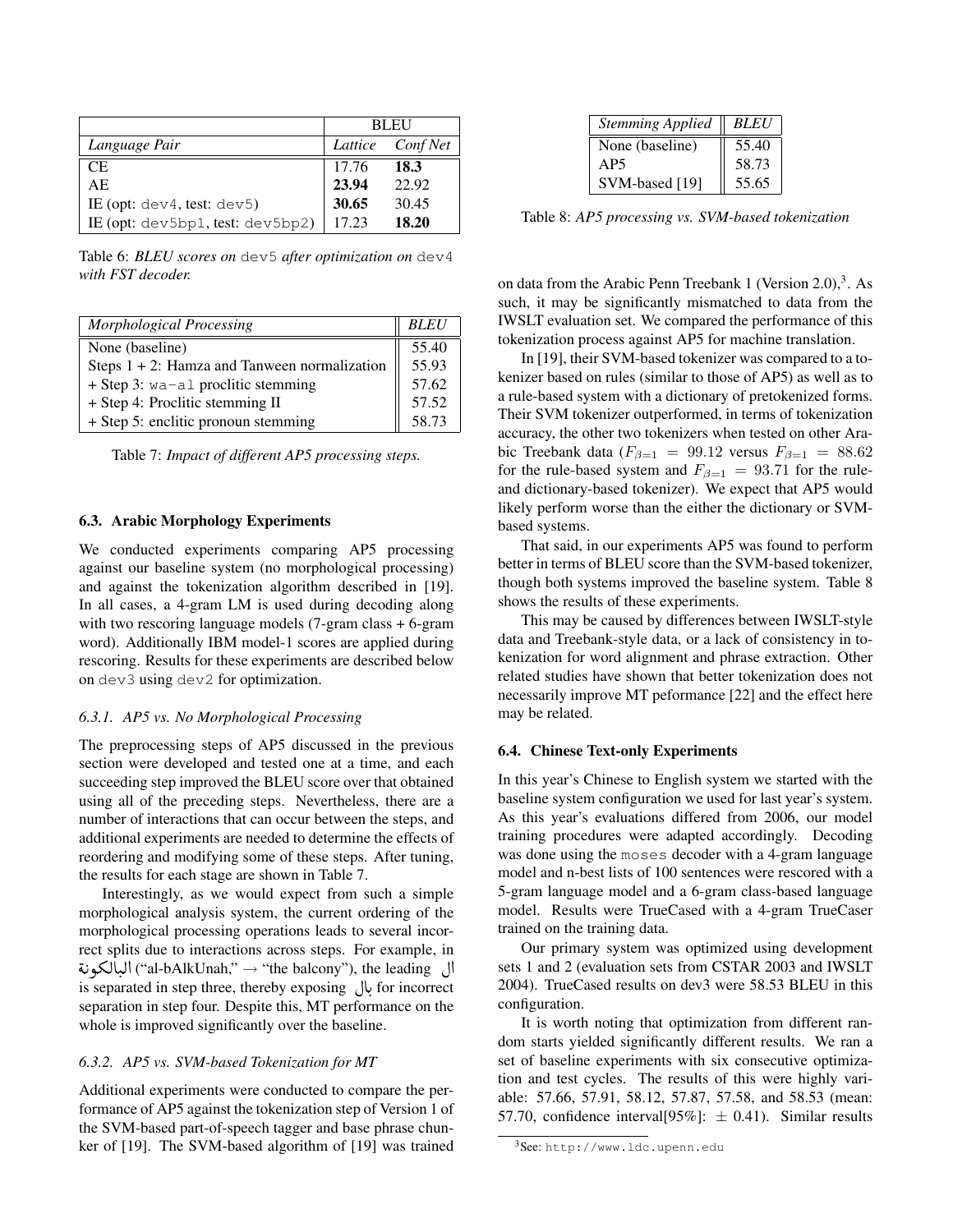|  | BLEU |  |
|---|---|---|
| *Language Pair* | *Lattice* | *Conf Net* |
| CE | 17.76 | **18.3** |
| AE | **23.94** | 22.92 |
| IE (opt: `dev4`, test: `dev5`) | **30.65** | 30.45 |
| IE (opt: `dev5bp1`, test: `dev5bp2`) | 17.23 | **18.20** |

Table 6: *BLEU scores on* `dev5` *after optimization on* `dev4` *with FST decoder.*

| *Morphological Processing* | *BLEU* |
|---|---|
| None (baseline) | 55.40 |
| Steps 1 + 2: Hamza and Tanween normalization | 55.93 |
| + Step 3: `wa-al` proclitic stemming | 57.62 |
| + Step 4: Proclitic stemming II | 57.52 |
| + Step 5: enclitic pronoun stemming | 58.73 |

Table 7: *Impact of different AP5 processing steps.*

### 6.3. Arabic Morphology Experiments

We conducted experiments comparing AP5 processing against our baseline system (no morphological processing) and against the tokenization algorithm described in [19]. In all cases, a 4-gram LM is used during decoding along with two rescoring language models (7-gram class + 6-gram word). Additionally IBM model-1 scores are applied during rescoring. Results for these experiments are described below on `dev3` using `dev2` for optimization.

#### 6.3.1. AP5 vs. No Morphological Processing

The preprocessing steps of AP5 discussed in the previous section were developed and tested one at a time, and each succeeding step improved the BLEU score over that obtained using all of the preceding steps. Nevertheless, there are a number of interactions that can occur between the steps, and additional experiments are needed to determine the effects of reordering and modifying some of these steps. After tuning, the results for each stage are shown in Table 7.

Interestingly, as we would expect from such a simple morphological analysis system, the current ordering of the morphological processing operations leads to several incorrect splits due to interactions across steps. For example, in البالكونة ("al-bAlkUnah," → "the balcony"), the leading ال is separated in step three, thereby exposing بال for incorrect separation in step four. Despite this, MT performance on the whole is improved significantly over the baseline.

#### 6.3.2. AP5 vs. SVM-based Tokenization for MT

Additional experiments were conducted to compare the performance of AP5 against the tokenization step of Version 1 of the SVM-based part-of-speech tagger and base phrase chunker of [19]. The SVM-based algorithm of [19] was trained on data from the Arabic Penn Treebank 1 (Version 2.0),[3]. As such, it may be significantly mismatched to data from the IWSLT evaluation set. We compared the performance of this tokenization process against AP5 for machine translation.

| *Stemming Applied* | *BLEU* |
|---|---|
| None (baseline) | 55.40 |
| AP5 | 58.73 |
| SVM-based [19] | 55.65 |

Table 8: *AP5 processing vs. SVM-based tokenization*

In [19], their SVM-based tokenizer was compared to a tokenizer based on rules (similar to those of AP5) as well as to a rule-based system with a dictionary of pretokenized forms. Their SVM tokenizer outperformed, in terms of tokenization accuracy, the other two tokenizers when tested on other Arabic Treebank data ($F_{\beta=1} = 99.12$ versus $F_{\beta=1} = 88.62$ for the rule-based system and $F_{\beta=1} = 93.71$ for the rule- and dictionary-based tokenizer). We expect that AP5 would likely perform worse than the either the dictionary or SVM-based systems.

That said, in our experiments AP5 was found to perform better in terms of BLEU score than the SVM-based tokenizer, though both systems improved the baseline system. Table 8 shows the results of these experiments.

This may be caused by differences between IWSLT-style data and Treebank-style data, or a lack of consistency in tokenization for word alignment and phrase extraction. Other related studies have shown that better tokenization does not necessarily improve MT peformance [22] and the effect here may be related.

### 6.4. Chinese Text-only Experiments

In this year's Chinese to English system we started with the baseline system configuration we used for last year's system. As this year's evaluations differed from 2006, our model training procedures were adapted accordingly. Decoding was done using the `moses` decoder with a 4-gram language model and n-best lists of 100 sentences were rescored with a 5-gram language model and a 6-gram class-based language model. Results were TrueCased with a 4-gram TrueCaser trained on the training data.

Our primary system was optimized using development sets 1 and 2 (evaluation sets from CSTAR 2003 and IWSLT 2004). TrueCased results on dev3 were 58.53 BLEU in this configuration.

It is worth noting that optimization from different random starts yielded significantly different results. We ran a set of baseline experiments with six consecutive optimization and test cycles. The results of this were highly variable: 57.66, 57.91, 58.12, 57.87, 57.58, and 58.53 (mean: 57.70, confidence interval[95%]: ± 0.41). Similar results

[3] See: `http://www.ldc.upenn.edu`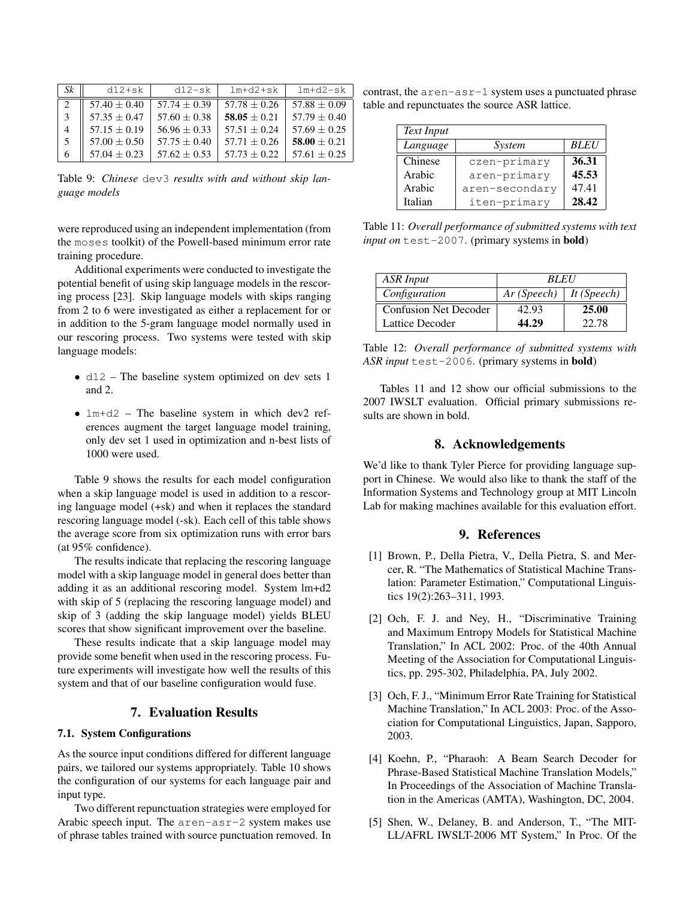| *Sk* | d12+sk | d12-sk | lm+d2+sk | lm+d2-sk |
|---|---|---|---|---|
| 2 | $57.40 \pm 0.40$ | $57.74 \pm 0.39$ | $57.78 \pm 0.26$ | $57.88 \pm 0.09$ |
| 3 | $57.35 \pm 0.47$ | $57.60 \pm 0.38$ | **$58.05 \pm 0.21$** | $57.79 \pm 0.40$ |
| 4 | $57.15 \pm 0.19$ | $56.96 \pm 0.33$ | $57.51 \pm 0.24$ | $57.69 \pm 0.25$ |
| 5 | $57.00 \pm 0.50$ | $57.75 \pm 0.40$ | $57.71 \pm 0.26$ | **$58.00 \pm 0.21$** |
| 6 | $57.04 \pm 0.23$ | $57.62 \pm 0.53$ | $57.73 \pm 0.22$ | $57.61 \pm 0.25$ |

Table 9: *Chinese* dev3 *results with and without skip language models*

were reproduced using an independent implementation (from the moses toolkit) of the Powell-based minimum error rate training procedure.

Additional experiments were conducted to investigate the potential benefit of using skip language models in the rescoring process [23]. Skip language models with skips ranging from 2 to 6 were investigated as either a replacement for or in addition to the 5-gram language model normally used in our rescoring process. Two systems were tested with skip language models:

- d12 – The baseline system optimized on dev sets 1 and 2.
- lm+d2 – The baseline system in which dev2 references augment the target language model training, only dev set 1 used in optimization and n-best lists of 1000 were used.

Table 9 shows the results for each model configuration when a skip language model is used in addition to a rescoring language model (+sk) and when it replaces the standard rescoring language model (-sk). Each cell of this table shows the average score from six optimization runs with error bars (at 95% confidence).

The results indicate that replacing the rescoring language model with a skip language model in general does better than adding it as an additional rescoring model. System lm+d2 with skip of 5 (replacing the rescoring language model) and skip of 3 (adding the skip language model) yields BLEU scores that show significant improvement over the baseline.

These results indicate that a skip language model may provide some benefit when used in the rescoring process. Future experiments will investigate how well the results of this system and that of our baseline configuration would fuse.

## 7. Evaluation Results

### 7.1. System Configurations

As the source input conditions differed for different language pairs, we tailored our systems appropriately. Table 10 shows the configuration of our systems for each language pair and input type.

Two different repunctuation strategies were employed for Arabic speech input. The aren-asr-2 system makes use of phrase tables trained with source punctuation removed. In contrast, the aren-asr-1 system uses a punctuated phrase table and repunctuates the source ASR lattice.

| *Text Input* | | |
|---|---|---|
| *Language* | *System* | *BLEU* |
| Chinese | czen-primary | **36.31** |
| Arabic | aren-primary | **45.53** |
| Arabic | aren-secondary | 47.41 |
| Italian | iten-primary | **28.42** |

Table 11: *Overall performance of submitted systems with text input on* test-2007. (primary systems in **bold**)

| *ASR Input* | *BLEU* | |
|---|---|---|
| *Configuration* | *Ar (Speech)* | *It (Speech)* |
| Confusion Net Decoder | 42.93 | **25.00** |
| Lattice Decoder | **44.29** | 22.78 |

Table 12: *Overall performance of submitted systems with ASR input* test-2006. (primary systems in **bold**)

Tables 11 and 12 show our official submissions to the 2007 IWSLT evaluation. Official primary submissions results are shown in bold.

## 8. Acknowledgements

We'd like to thank Tyler Pierce for providing language support in Chinese. We would also like to thank the staff of the Information Systems and Technology group at MIT Lincoln Lab for making machines available for this evaluation effort.

## 9. References

[1] Brown, P., Della Pietra, V., Della Pietra, S. and Mercer, R. "The Mathematics of Statistical Machine Translation: Parameter Estimation," Computational Linguistics 19(2):263–311, 1993.

[2] Och, F. J. and Ney, H., "Discriminative Training and Maximum Entropy Models for Statistical Machine Translation," In ACL 2002: Proc. of the 40th Annual Meeting of the Association for Computational Linguistics, pp. 295-302, Philadelphia, PA, July 2002.

[3] Och, F. J., "Minimum Error Rate Training for Statistical Machine Translation," In ACL 2003: Proc. of the Association for Computational Linguistics, Japan, Sapporo, 2003.

[4] Koehn, P., "Pharaoh: A Beam Search Decoder for Phrase-Based Statistical Machine Translation Models," In Proceedings of the Association of Machine Translation in the Americas (AMTA), Washington, DC, 2004.

[5] Shen, W., Delaney, B. and Anderson, T., "The MIT-LL/AFRL IWSLT-2006 MT System," In Proc. Of the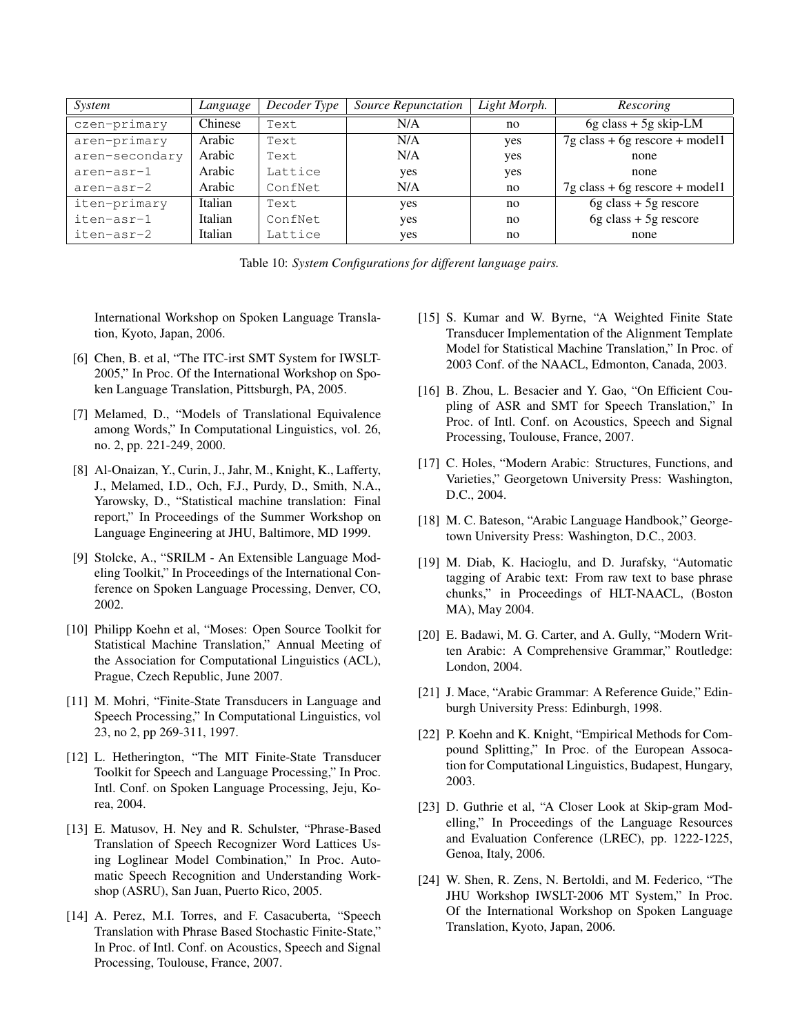| *System* | *Language* | *Decoder Type* | *Source Repunctation* | *Light Morph.* | *Rescoring* |
|---|---|---|---|---|---|
| `czen-primary` | Chinese | `Text` | N/A | no | 6g class + 5g skip-LM |
| `aren-primary` | Arabic | `Text` | N/A | yes | 7g class + 6g rescore + model1 |
| `aren-secondary` | Arabic | `Text` | N/A | yes | none |
| `aren-asr-1` | Arabic | `Lattice` | yes | yes | none |
| `aren-asr-2` | Arabic | `ConfNet` | N/A | no | 7g class + 6g rescore + model1 |
| `iten-primary` | Italian | `Text` | yes | no | 6g class + 5g rescore |
| `iten-asr-1` | Italian | `ConfNet` | yes | no | 6g class + 5g rescore |
| `iten-asr-2` | Italian | `Lattice` | yes | no | none |

Table 10: *System Configurations for different language pairs.*

International Workshop on Spoken Language Translation, Kyoto, Japan, 2006.

[6] Chen, B. et al, "The ITC-irst SMT System for IWSLT-2005," In Proc. Of the International Workshop on Spoken Language Translation, Pittsburgh, PA, 2005.

[7] Melamed, D., "Models of Translational Equivalence among Words," In Computational Linguistics, vol. 26, no. 2, pp. 221-249, 2000.

[8] Al-Onaizan, Y., Curin, J., Jahr, M., Knight, K., Lafferty, J., Melamed, I.D., Och, F.J., Purdy, D., Smith, N.A., Yarowsky, D., "Statistical machine translation: Final report," In Proceedings of the Summer Workshop on Language Engineering at JHU, Baltimore, MD 1999.

[9] Stolcke, A., "SRILM - An Extensible Language Modeling Toolkit," In Proceedings of the International Conference on Spoken Language Processing, Denver, CO, 2002.

[10] Philipp Koehn et al, "Moses: Open Source Toolkit for Statistical Machine Translation," Annual Meeting of the Association for Computational Linguistics (ACL), Prague, Czech Republic, June 2007.

[11] M. Mohri, "Finite-State Transducers in Language and Speech Processing," In Computational Linguistics, vol 23, no 2, pp 269-311, 1997.

[12] L. Hetherington, "The MIT Finite-State Transducer Toolkit for Speech and Language Processing," In Proc. Intl. Conf. on Spoken Language Processing, Jeju, Korea, 2004.

[13] E. Matusov, H. Ney and R. Schulster, "Phrase-Based Translation of Speech Recognizer Word Lattices Using Loglinear Model Combination," In Proc. Automatic Speech Recognition and Understanding Workshop (ASRU), San Juan, Puerto Rico, 2005.

[14] A. Perez, M.I. Torres, and F. Casacuberta, "Speech Translation with Phrase Based Stochastic Finite-State," In Proc. of Intl. Conf. on Acoustics, Speech and Signal Processing, Toulouse, France, 2007.

[15] S. Kumar and W. Byrne, "A Weighted Finite State Transducer Implementation of the Alignment Template Model for Statistical Machine Translation," In Proc. of 2003 Conf. of the NAACL, Edmonton, Canada, 2003.

[16] B. Zhou, L. Besacier and Y. Gao, "On Efficient Coupling of ASR and SMT for Speech Translation," In Proc. of Intl. Conf. on Acoustics, Speech and Signal Processing, Toulouse, France, 2007.

[17] C. Holes, "Modern Arabic: Structures, Functions, and Varieties," Georgetown University Press: Washington, D.C., 2004.

[18] M. C. Bateson, "Arabic Language Handbook," Georgetown University Press: Washington, D.C., 2003.

[19] M. Diab, K. Hacioglu, and D. Jurafsky, "Automatic tagging of Arabic text: From raw text to base phrase chunks," in Proceedings of HLT-NAACL, (Boston MA), May 2004.

[20] E. Badawi, M. G. Carter, and A. Gully, "Modern Written Arabic: A Comprehensive Grammar," Routledge: London, 2004.

[21] J. Mace, "Arabic Grammar: A Reference Guide," Edinburgh University Press: Edinburgh, 1998.

[22] P. Koehn and K. Knight, "Empirical Methods for Compound Splitting," In Proc. of the European Assocation for Computational Linguistics, Budapest, Hungary, 2003.

[23] D. Guthrie et al, "A Closer Look at Skip-gram Modelling," In Proceedings of the Language Resources and Evaluation Conference (LREC), pp. 1222-1225, Genoa, Italy, 2006.

[24] W. Shen, R. Zens, N. Bertoldi, and M. Federico, "The JHU Workshop IWSLT-2006 MT System," In Proc. Of the International Workshop on Spoken Language Translation, Kyoto, Japan, 2006.